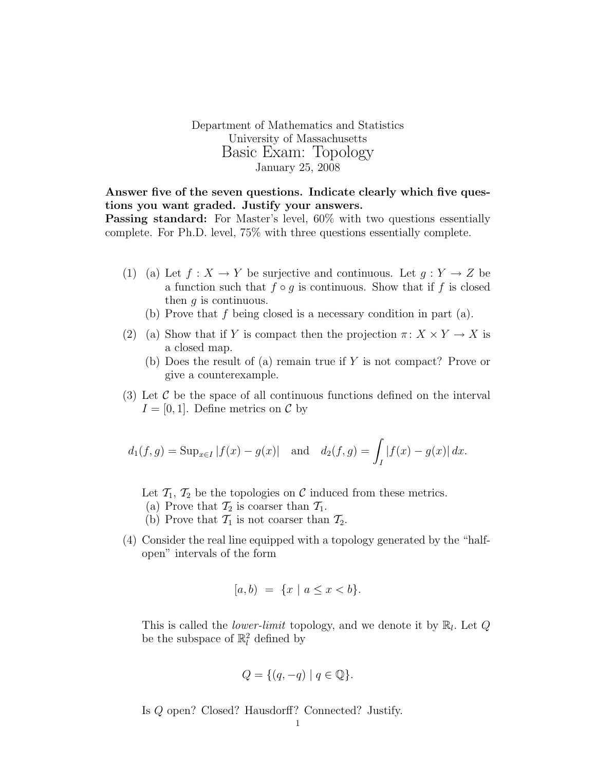Department of Mathematics and Statistics
University of Massachusetts

# Basic Exam: Topology

January 25, 2008

**Answer five of the seven questions. Indicate clearly which five questions you want graded. Justify your answers.**
**Passing standard:** For Master's level, 60% with two questions essentially complete. For Ph.D. level, 75% with three questions essentially complete.

(1) (a) Let $f : X \to Y$ be surjective and continuous. Let $g : Y \to Z$ be a function such that $f \circ g$ is continuous. Show that if $f$ is closed then $g$ is continuous.
(b) Prove that $f$ being closed is a necessary condition in part (a).

(2) (a) Show that if $Y$ is compact then the projection $\pi \colon X \times Y \to X$ is a closed map.
(b) Does the result of (a) remain true if $Y$ is not compact? Prove or give a counterexample.

(3) Let $\mathcal{C}$ be the space of all continuous functions defined on the interval $I = [0, 1]$. Define metrics on $\mathcal{C}$ by

$$d_1(f, g) = \operatorname{Sup}_{x \in I} |f(x) - g(x)| \quad \text{and} \quad d_2(f, g) = \int_I |f(x) - g(x)|\, dx.$$

Let $\mathcal{T}_1$, $\mathcal{T}_2$ be the topologies on $\mathcal{C}$ induced from these metrics.
(a) Prove that $\mathcal{T}_2$ is coarser than $\mathcal{T}_1$.
(b) Prove that $\mathcal{T}_1$ is not coarser than $\mathcal{T}_2$.

(4) Consider the real line equipped with a topology generated by the "half-open" intervals of the form

$$[a, b) \;=\; \{x \mid a \leq x < b\}.$$

This is called the *lower-limit* topology, and we denote it by $\mathbb{R}_l$. Let $Q$ be the subspace of $\mathbb{R}_l^2$ defined by

$$Q = \{(q, -q) \mid q \in \mathbb{Q}\}.$$

Is $Q$ open? Closed? Hausdorff? Connected? Justify.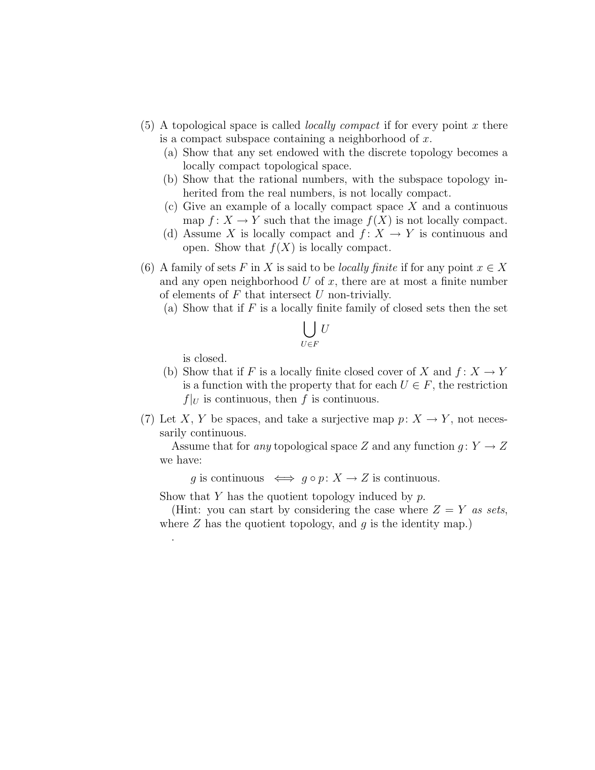(5) A topological space is called *locally compact* if for every point $x$ there is a compact subspace containing a neighborhood of $x$.

   (a) Show that any set endowed with the discrete topology becomes a locally compact topological space.

   (b) Show that the rational numbers, with the subspace topology inherited from the real numbers, is not locally compact.

   (c) Give an example of a locally compact space $X$ and a continuous map $f: X \to Y$ such that the image $f(X)$ is not locally compact.

   (d) Assume $X$ is locally compact and $f: X \to Y$ is continuous and open. Show that $f(X)$ is locally compact.

(6) A family of sets $F$ in $X$ is said to be *locally finite* if for any point $x \in X$ and any open neighborhood $U$ of $x$, there are at most a finite number of elements of $F$ that intersect $U$ non-trivially.

   (a) Show that if $F$ is a locally finite family of closed sets then the set

$$\bigcup_{U \in F} U$$

   is closed.

   (b) Show that if $F$ is a locally finite closed cover of $X$ and $f: X \to Y$ is a function with the property that for each $U \in F$, the restriction $f|_U$ is continuous, then $f$ is continuous.

(7) Let $X$, $Y$ be spaces, and take a surjective map $p: X \to Y$, not necessarily continuous.

Assume that for *any* topological space $Z$ and any function $g: Y \to Z$ we have:

$$g \text{ is continuous} \iff g \circ p: X \to Z \text{ is continuous.}$$

Show that $Y$ has the quotient topology induced by $p$.

(Hint: you can start by considering the case where $Z = Y$ *as sets*, where $Z$ has the quotient topology, and $g$ is the identity map.)

.